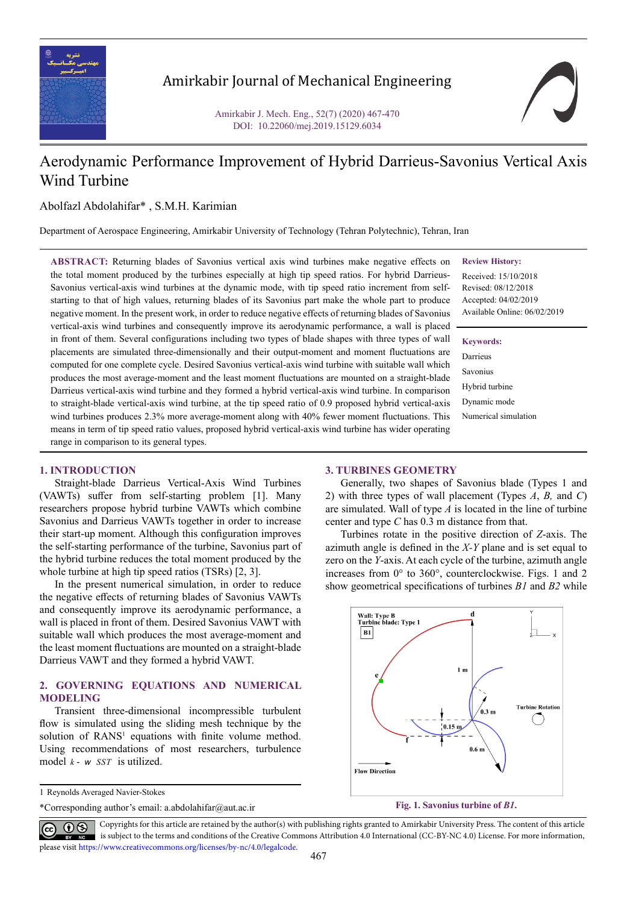# Aerodynamic Performance Improvement of Hybrid Darrieus-Savonius Vertical Axis Wind Turbine

Abolfazl Abdolahifar* , S.M.H. Karimian

Department of Aerospace Engineering, Amirkabir University of Technology (Tehran Polytechnic), Tehran, Iran

**ABSTRACT:** Returning blades of Savonius vertical axis wind turbines make negative effects on the total moment produced by the turbines especially at high tip speed ratios. For hybrid Darrieus-Savonius vertical-axis wind turbines at the dynamic mode, with tip speed ratio increment from self-starting to that of high values, returning blades of its Savonius part make the whole part to produce negative moment. In the present work, in order to reduce negative effects of returning blades of Savonius vertical-axis wind turbines and consequently improve its aerodynamic performance, a wall is placed in front of them. Several configurations including two types of blade shapes with three types of wall placements are simulated three-dimensionally and their output-moment and moment fluctuations are computed for one complete cycle. Desired Savonius vertical-axis wind turbine with suitable wall which produces the most average-moment and the least moment fluctuations are mounted on a straight-blade Darrieus vertical-axis wind turbine and they formed a hybrid vertical-axis wind turbine. In comparison to straight-blade vertical-axis wind turbine, at the tip speed ratio of 0.9 proposed hybrid vertical-axis wind turbines produces 2.3% more average-moment along with 40% fewer moment fluctuations. This means in term of tip speed ratio values, proposed hybrid vertical-axis wind turbine has wider operating range in comparison to its general types.

**Review History:**

Received: 15/10/2018
Revised: 08/12/2018
Accepted: 04/02/2019
Available Online: 06/02/2019

**Keywords:**

Darrieus
Savonius
Hybrid turbine
Dynamic mode
Numerical simulation

## 1. INTRODUCTION

Straight-blade Darrieus Vertical-Axis Wind Turbines (VAWTs) suffer from self-starting problem [1]. Many researchers propose hybrid turbine VAWTs which combine Savonius and Darrieus VAWTs together in order to increase their start-up moment. Although this configuration improves the self-starting performance of the turbine, Savonius part of the hybrid turbine reduces the total moment produced by the whole turbine at high tip speed ratios (TSRs) [2, 3].

In the present numerical simulation, in order to reduce the negative effects of returning blades of Savonius VAWTs and consequently improve its aerodynamic performance, a wall is placed in front of them. Desired Savonius VAWT with suitable wall which produces the most average-moment and the least moment fluctuations are mounted on a straight-blade Darrieus VAWT and they formed a hybrid VAWT.

## 2. GOVERNING EQUATIONS AND NUMERICAL MODELING

Transient three-dimensional incompressible turbulent flow is simulated using the sliding mesh technique by the solution of RANS[1] equations with finite volume method. Using recommendations of most researchers, turbulence model $k-\omega\ SST$ is utilized.

## 3. TURBINES GEOMETRY

Generally, two shapes of Savonius blade (Types 1 and 2) with three types of wall placement (Types *A*, *B,* and *C*) are simulated. Wall of type *A* is located in the line of turbine center and type *C* has 0.3 m distance from that.

Turbines rotate in the positive direction of *Z*-axis. The azimuth angle is defined in the *X-Y* plane and is set equal to zero on the *Y*-axis. At each cycle of the turbine, azimuth angle increases from 0° to 360°, counterclockwise. Figs. 1 and 2 show geometrical specifications of turbines *B1* and *B2* while

Fig. 1. Savonius turbine of *B1*.

1 Reynolds Averaged Navier-Stokes

*Corresponding author's email: a.abdolahifar@aut.ac.ir

Copyrights for this article are retained by the author(s) with publishing rights granted to Amirkabir University Press. The content of this article is subject to the terms and conditions of the Creative Commons Attribution 4.0 International (CC-BY-NC 4.0) License. For more information, please visit https://www.creativecommons.org/licenses/by-nc/4.0/legalcode.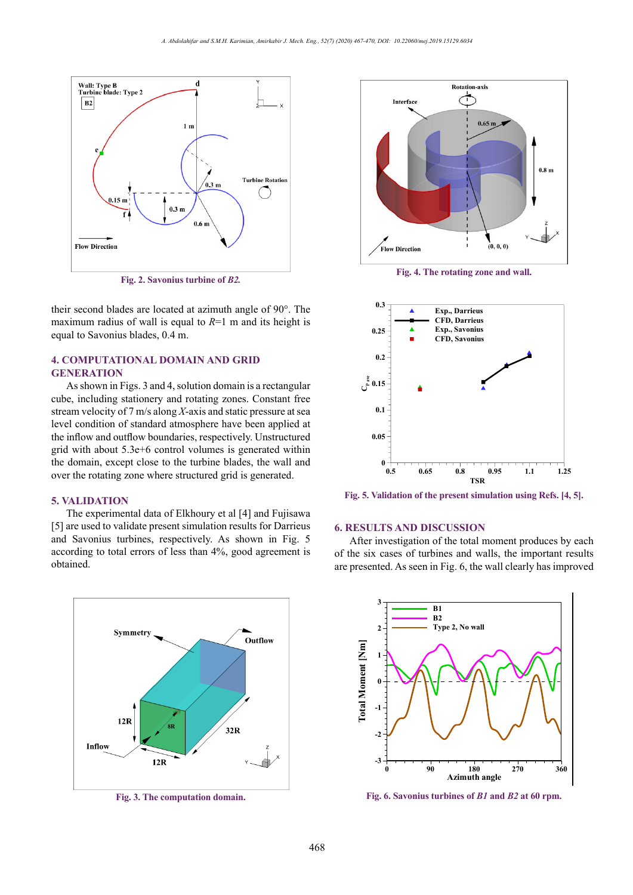Fig. 2. Savonius turbine of *B2*.

their second blades are located at azimuth angle of 90°. The maximum radius of wall is equal to *R*=1 m and its height is equal to Savonius blades, 0.4 m.

## 4. COMPUTATIONAL DOMAIN AND GRID GENERATION

As shown in Figs. 3 and 4, solution domain is a rectangular cube, including stationery and rotating zones. Constant free stream velocity of 7 m/s along *X*-axis and static pressure at sea level condition of standard atmosphere have been applied at the inflow and outflow boundaries, respectively. Unstructured grid with about 5.3e+6 control volumes is generated within the domain, except close to the turbine blades, the wall and over the rotating zone where structured grid is generated.

## 5. VALIDATION

The experimental data of Elkhoury et al [4] and Fujisawa [5] are used to validate present simulation results for Darrieus and Savonius turbines, respectively. As shown in Fig. 5 according to total errors of less than 4%, good agreement is obtained.

Fig. 3. The computation domain.

Fig. 4. The rotating zone and wall.

Fig. 5. Validation of the present simulation using Refs. [4, 5].

## 6. RESULTS AND DISCUSSION

After investigation of the total moment produces by each of the six cases of turbines and walls, the important results are presented. As seen in Fig. 6, the wall clearly has improved

Fig. 6. Savonius turbines of *B1* and *B2* at 60 rpm.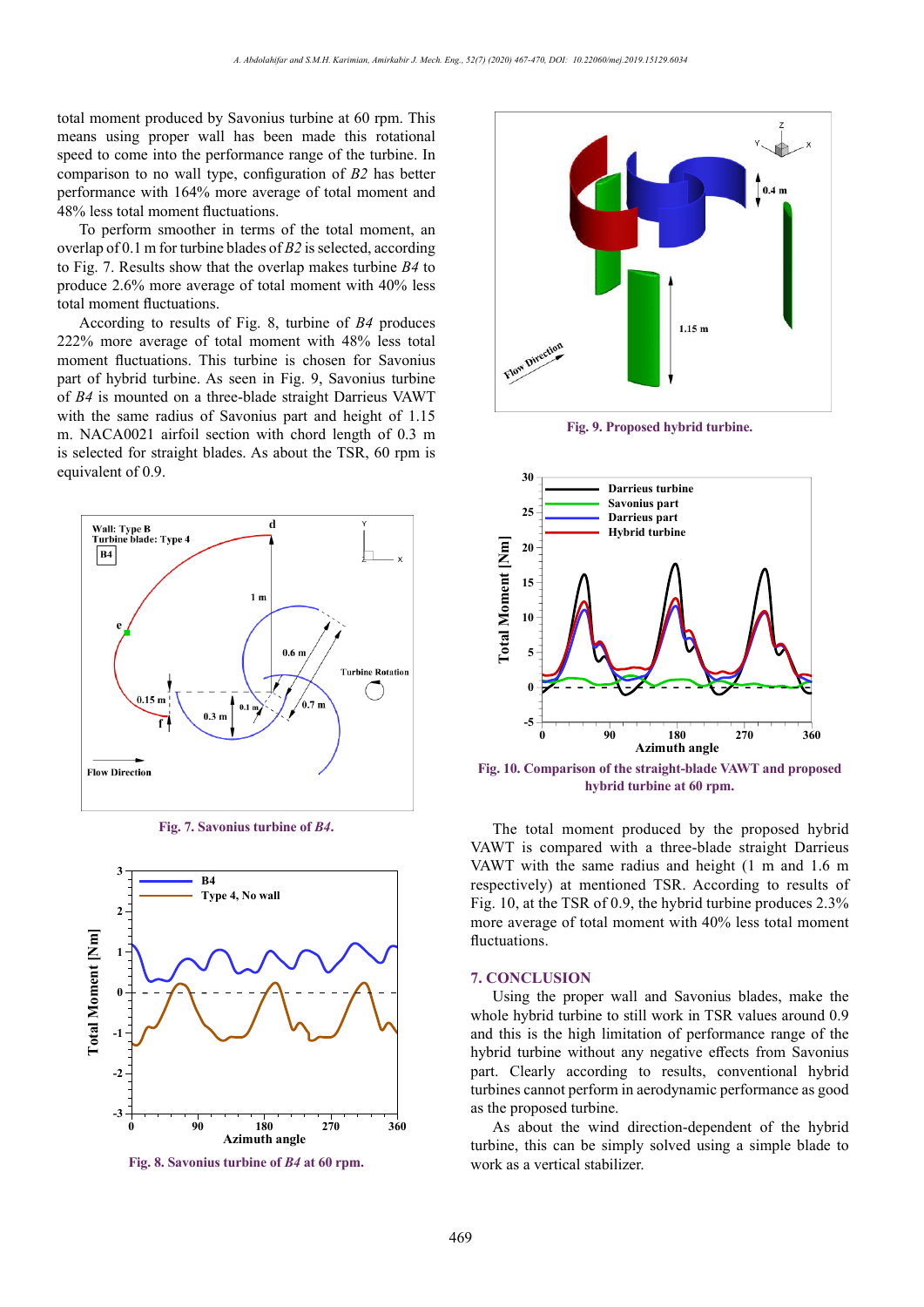total moment produced by Savonius turbine at 60 rpm. This means using proper wall has been made this rotational speed to come into the performance range of the turbine. In comparison to no wall type, configuration of *B2* has better performance with 164% more average of total moment and 48% less total moment fluctuations.

To perform smoother in terms of the total moment, an overlap of 0.1 m for turbine blades of *B2* is selected, according to Fig. 7. Results show that the overlap makes turbine *B4* to produce 2.6% more average of total moment with 40% less total moment fluctuations.

According to results of Fig. 8, turbine of *B4* produces 222% more average of total moment with 48% less total moment fluctuations. This turbine is chosen for Savonius part of hybrid turbine. As seen in Fig. 9, Savonius turbine of *B4* is mounted on a three-blade straight Darrieus VAWT with the same radius of Savonius part and height of 1.15 m. NACA0021 airfoil section with chord length of 0.3 m is selected for straight blades. As about the TSR, 60 rpm is equivalent of 0.9.

**Fig. 7. Savonius turbine of *B4*.**

**Fig. 8. Savonius turbine of *B4* at 60 rpm.**

**Fig. 9. Proposed hybrid turbine.**

**Fig. 10. Comparison of the straight-blade VAWT and proposed hybrid turbine at 60 rpm.**

The total moment produced by the proposed hybrid VAWT is compared with a three-blade straight Darrieus VAWT with the same radius and height (1 m and 1.6 m respectively) at mentioned TSR. According to results of Fig. 10, at the TSR of 0.9, the hybrid turbine produces 2.3% more average of total moment with 40% less total moment fluctuations.

## 7. CONCLUSION

Using the proper wall and Savonius blades, make the whole hybrid turbine to still work in TSR values around 0.9 and this is the high limitation of performance range of the hybrid turbine without any negative effects from Savonius part. Clearly according to results, conventional hybrid turbines cannot perform in aerodynamic performance as good as the proposed turbine.

As about the wind direction-dependent of the hybrid turbine, this can be simply solved using a simple blade to work as a vertical stabilizer.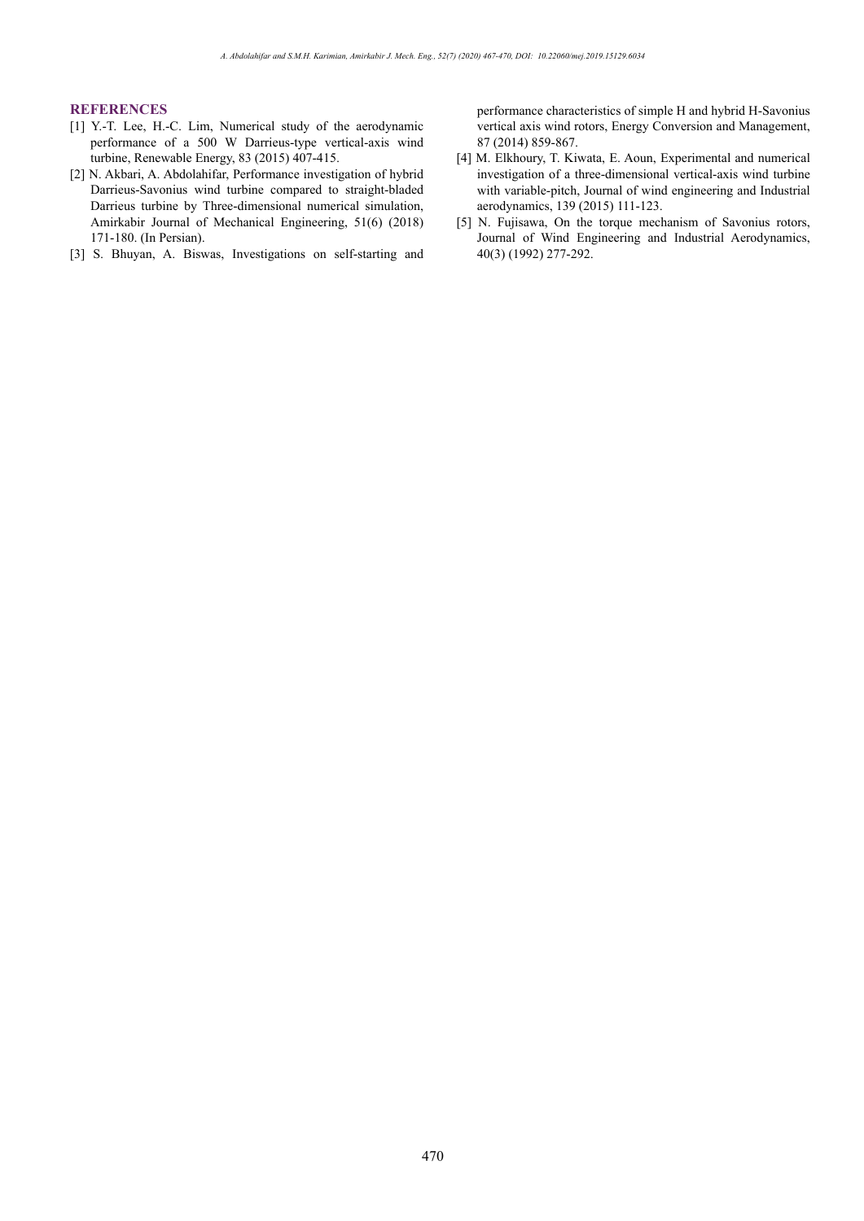## REFERENCES

[1] Y.-T. Lee, H.-C. Lim, Numerical study of the aerodynamic performance of a 500 W Darrieus-type vertical-axis wind turbine, Renewable Energy, 83 (2015) 407-415.

[2] N. Akbari, A. Abdolahifar, Performance investigation of hybrid Darrieus-Savonius wind turbine compared to straight-bladed Darrieus turbine by Three-dimensional numerical simulation, Amirkabir Journal of Mechanical Engineering, 51(6) (2018) 171-180. (In Persian).

[3] S. Bhuyan, A. Biswas, Investigations on self-starting and performance characteristics of simple H and hybrid H-Savonius vertical axis wind rotors, Energy Conversion and Management, 87 (2014) 859-867.

[4] M. Elkhoury, T. Kiwata, E. Aoun, Experimental and numerical investigation of a three-dimensional vertical-axis wind turbine with variable-pitch, Journal of wind engineering and Industrial aerodynamics, 139 (2015) 111-123.

[5] N. Fujisawa, On the torque mechanism of Savonius rotors, Journal of Wind Engineering and Industrial Aerodynamics, 40(3) (1992) 277-292.